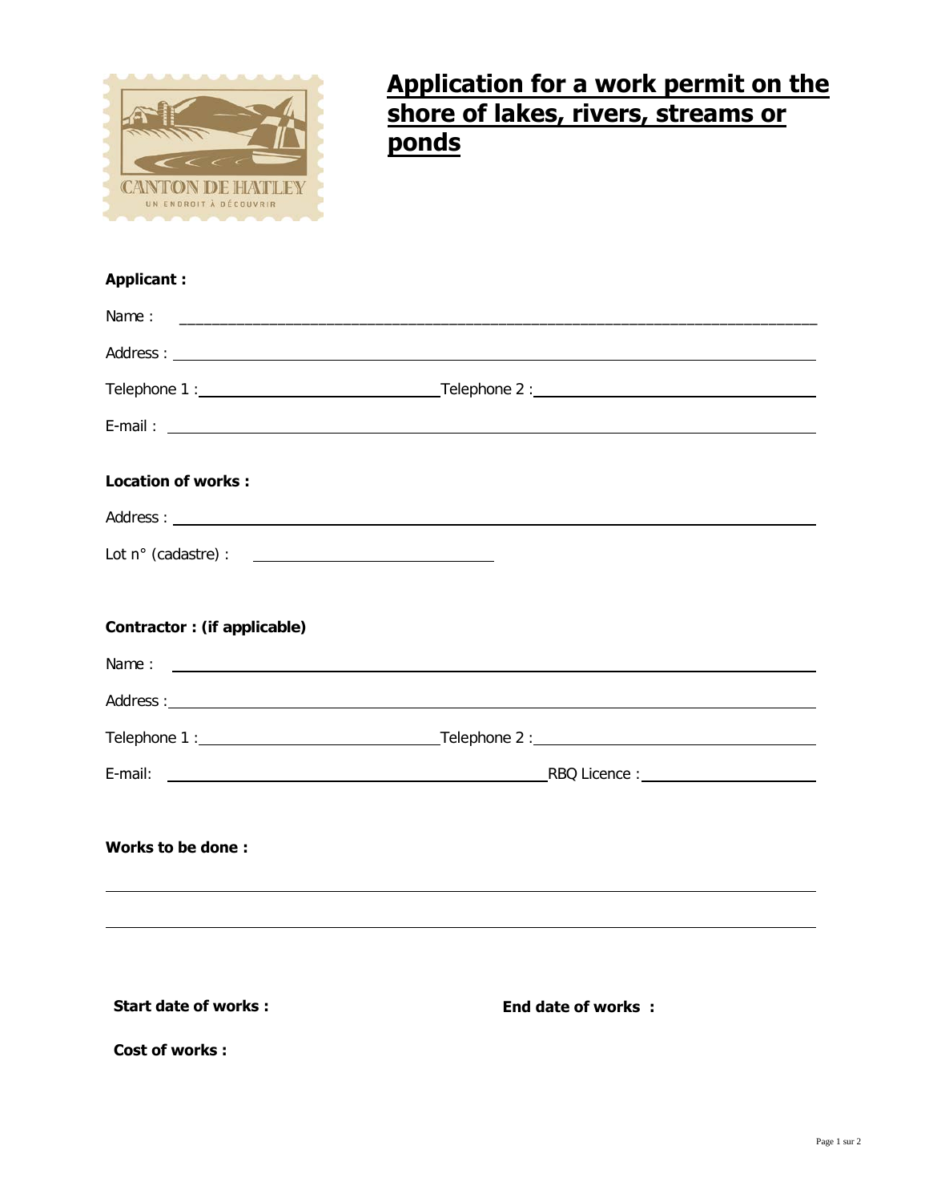CANTON DE HATLEY
UN ENDROIT À DÉCOUVRIR

# Application for a work permit on the shore of lakes, rivers, streams or ponds

**Applicant :**

Name : ______________________________________________

Address : ______________________________________________

Telephone 1 : ______________________ Telephone 2 : ______________________

E-mail : ______________________________________________

**Location of works :**

Address : ______________________________________________

Lot n° (cadastre) : ______________________

**Contractor : (if applicable)**

Name : ______________________________________________

Address : ______________________________________________

Telephone 1 : ______________________ Telephone 2 : ______________________

E-mail: ______________________ RBQ Licence : ______________________

**Works to be done :**

______________________________________________

______________________________________________

**Start date of works :** 

**End date of works :**

**Cost of works :**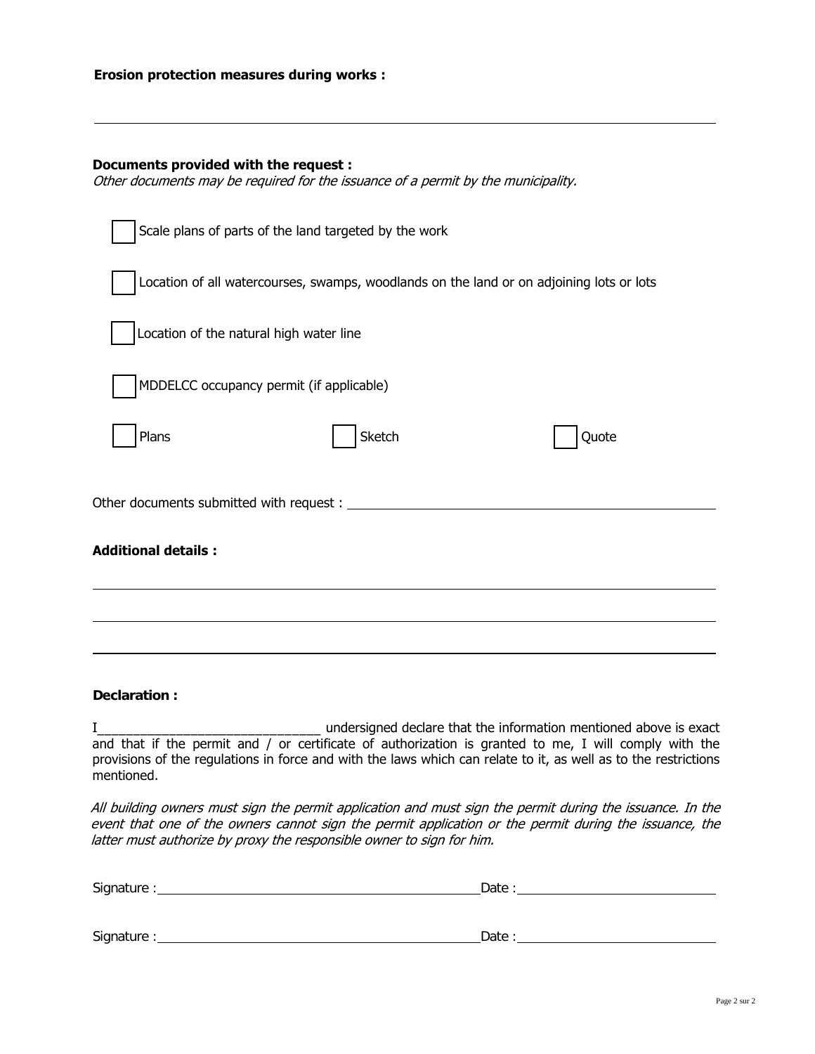**Erosion protection measures during works :**

\_\_\_\_\_\_\_\_\_\_\_\_\_\_\_\_\_\_\_\_\_\_\_\_\_\_\_\_\_\_\_\_\_\_\_\_\_\_\_\_\_\_\_\_\_\_\_\_\_\_\_\_\_\_\_\_\_\_\_\_\_\_\_\_\_\_\_\_\_\_\_\_\_\_\_\_

**Documents provided with the request :**
*Other documents may be required for the issuance of a permit by the municipality.*

- ☐ Scale plans of parts of the land targeted by the work
- ☐ Location of all watercourses, swamps, woodlands on the land or on adjoining lots or lots
- ☐ Location of the natural high water line
- ☐ MDDELCC occupancy permit (if applicable)
- ☐ Plans ☐ Sketch ☐ Quote

Other documents submitted with request : \_\_\_\_\_\_\_\_\_\_\_\_\_\_\_\_\_\_\_\_\_\_\_\_\_\_\_\_\_\_\_\_\_\_\_\_\_\_\_\_\_\_\_\_

**Additional details :**

\_\_\_\_\_\_\_\_\_\_\_\_\_\_\_\_\_\_\_\_\_\_\_\_\_\_\_\_\_\_\_\_\_\_\_\_\_\_\_\_\_\_\_\_\_\_\_\_\_\_\_\_\_\_\_\_\_\_\_\_\_\_\_\_\_\_\_\_\_\_\_\_\_\_\_\_

\_\_\_\_\_\_\_\_\_\_\_\_\_\_\_\_\_\_\_\_\_\_\_\_\_\_\_\_\_\_\_\_\_\_\_\_\_\_\_\_\_\_\_\_\_\_\_\_\_\_\_\_\_\_\_\_\_\_\_\_\_\_\_\_\_\_\_\_\_\_\_\_\_\_\_\_

\_\_\_\_\_\_\_\_\_\_\_\_\_\_\_\_\_\_\_\_\_\_\_\_\_\_\_\_\_\_\_\_\_\_\_\_\_\_\_\_\_\_\_\_\_\_\_\_\_\_\_\_\_\_\_\_\_\_\_\_\_\_\_\_\_\_\_\_\_\_\_\_\_\_\_\_

**Declaration :**

I\_\_\_\_\_\_\_\_\_\_\_\_\_\_\_\_\_\_\_\_\_\_\_\_\_\_\_\_\_\_ undersigned declare that the information mentioned above is exact and that if the permit and / or certificate of authorization is granted to me, I will comply with the provisions of the regulations in force and with the laws which can relate to it, as well as to the restrictions mentioned.

*All building owners must sign the permit application and must sign the permit during the issuance. In the event that one of the owners cannot sign the permit application or the permit during the issuance, the latter must authorize by proxy the responsible owner to sign for him.*

Signature : \_\_\_\_\_\_\_\_\_\_\_\_\_\_\_\_\_\_\_\_\_\_\_\_\_\_\_\_\_\_\_\_\_\_\_\_\_\_\_\_ Date : \_\_\_\_\_\_\_\_\_\_\_\_\_\_\_\_\_\_\_\_\_\_\_\_\_

Signature : \_\_\_\_\_\_\_\_\_\_\_\_\_\_\_\_\_\_\_\_\_\_\_\_\_\_\_\_\_\_\_\_\_\_\_\_\_\_\_\_ Date : \_\_\_\_\_\_\_\_\_\_\_\_\_\_\_\_\_\_\_\_\_\_\_\_\_